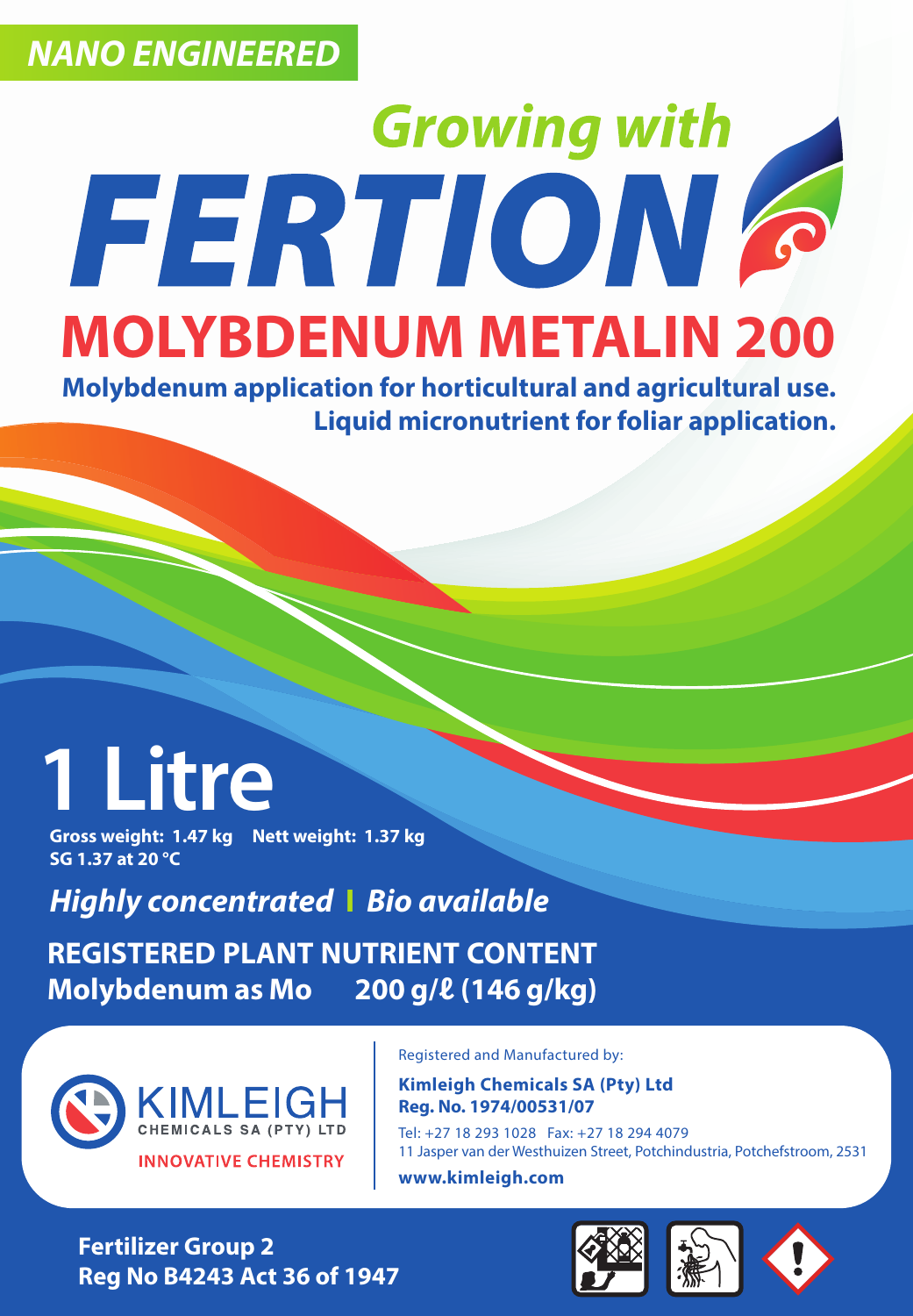**NANO ENGINEERED**

*Growing with*

# FERTION

## MOLYBDENUM METALIN 200

**Molybdenum application for horticultural and agricultural use.**
**Liquid micronutrient for foliar application.**

# 1 Litre

**Gross weight: 1.47 kg Nett weight: 1.37 kg**
**SG 1.37 at 20 °C**

***Highly concentrated | Bio available***

**REGISTERED PLANT NUTRIENT CONTENT**
**Molybdenum as Mo 200 g/ℓ (146 g/kg)**

KIMLEIGH
CHEMICALS SA (PTY) LTD
INNOVATIVE CHEMISTRY

Registered and Manufactured by:

**Kimleigh Chemicals SA (Pty) Ltd**
**Reg. No. 1974/00531/07**

Tel: +27 18 293 1028 Fax: +27 18 294 4079
11 Jasper van der Westhuizen Street, Potchindustria, Potchefstroom, 2531

**www.kimleigh.com**

**Fertilizer Group 2**
**Reg No B4243 Act 36 of 1947**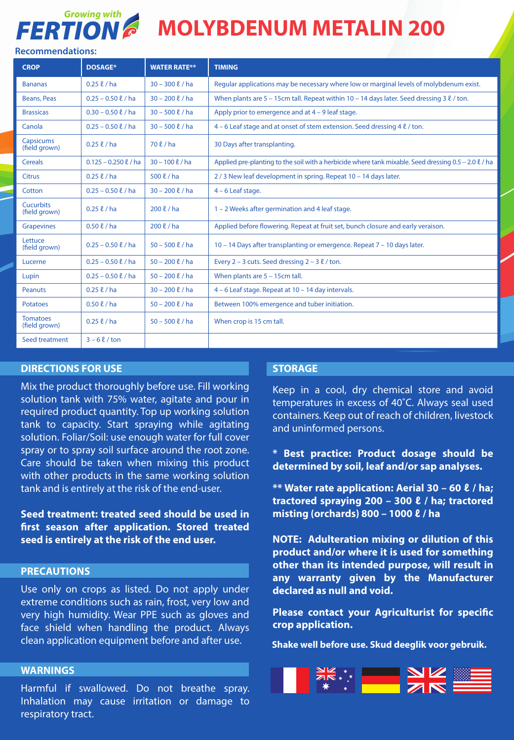# Growing with FERTION

# MOLYBDENUM METALIN 200

**Recommendations:**

| CROP | DOSAGE* | WATER RATE** | TIMING |
|---|---|---|---|
| Bananas | 0.25 ℓ / ha | 30 – 300 ℓ / ha | Regular applications may be necessary where low or marginal levels of molybdenum exist. |
| Beans, Peas | 0.25 – 0.50 ℓ / ha | 30 – 200 ℓ / ha | When plants are 5 – 15cm tall. Repeat within 10 – 14 days later. Seed dressing 3 ℓ / ton. |
| Brassicas | 0.30 – 0.50 ℓ / ha | 30 – 500 ℓ / ha | Apply prior to emergence and at 4 – 9 leaf stage. |
| Canola | 0.25 – 0.50 ℓ / ha | 30 – 500 ℓ / ha | 4 – 6 Leaf stage and at onset of stem extension. Seed dressing 4 ℓ / ton. |
| Capsicums (field grown) | 0.25 ℓ / ha | 70 ℓ / ha | 30 Days after transplanting. |
| Cereals | 0.125 – 0.250 ℓ / ha | 30 – 100 ℓ / ha | Applied pre-planting to the soil with a herbicide where tank mixable. Seed dressing 0.5 – 2.0 ℓ / ha |
| Citrus | 0.25 ℓ / ha | 500 ℓ / ha | 2 / 3 New leaf development in spring. Repeat 10 – 14 days later. |
| Cotton | 0.25 – 0.50 ℓ / ha | 30 – 200 ℓ / ha | 4 – 6 Leaf stage. |
| Cucurbits (field grown) | 0.25 ℓ / ha | 200 ℓ / ha | 1 – 2 Weeks after germination and 4 leaf stage. |
| Grapevines | 0.50 ℓ / ha | 200 ℓ / ha | Applied before flowering. Repeat at fruit set, bunch closure and early veraison. |
| Lettuce (field grown) | 0.25 – 0.50 ℓ / ha | 50 – 500 ℓ / ha | 10 – 14 Days after transplanting or emergence. Repeat 7 – 10 days later. |
| Lucerne | 0.25 – 0.50 ℓ / ha | 50 – 200 ℓ / ha | Every 2 – 3 cuts. Seed dressing 2 – 3 ℓ / ton. |
| Lupin | 0.25 – 0.50 ℓ / ha | 50 – 200 ℓ / ha | When plants are 5 – 15cm tall. |
| Peanuts | 0.25 ℓ / ha | 30 – 200 ℓ / ha | 4 – 6 Leaf stage. Repeat at 10 – 14 day intervals. |
| Potatoes | 0.50 ℓ / ha | 50 – 200 ℓ / ha | Between 100% emergence and tuber initiation. |
| Tomatoes (field grown) | 0.25 ℓ / ha | 50 – 500 ℓ / ha | When crop is 15 cm tall. |
| Seed treatment | 3 – 6 ℓ / ton | | |

## DIRECTIONS FOR USE

Mix the product thoroughly before use. Fill working solution tank with 75% water, agitate and pour in required product quantity. Top up working solution tank to capacity. Start spraying while agitating solution. Foliar/Soil: use enough water for full cover spray or to spray soil surface around the root zone. Care should be taken when mixing this product with other products in the same working solution tank and is entirely at the risk of the end-user.

**Seed treatment: treated seed should be used in first season after application. Stored treated seed is entirely at the risk of the end user.**

## PRECAUTIONS

Use only on crops as listed. Do not apply under extreme conditions such as rain, frost, very low and very high humidity. Wear PPE such as gloves and face shield when handling the product. Always clean application equipment before and after use.

## WARNINGS

Harmful if swallowed. Do not breathe spray. Inhalation may cause irritation or damage to respiratory tract.

## STORAGE

Keep in a cool, dry chemical store and avoid temperatures in excess of 40˚C. Always seal used containers. Keep out of reach of children, livestock and uninformed persons.

**\* Best practice: Product dosage should be determined by soil, leaf and/or sap analyses.**

**\*\* Water rate application: Aerial 30 – 60 ℓ / ha; tractored spraying 200 – 300 ℓ / ha; tractored misting (orchards) 800 – 1000 ℓ / ha**

**NOTE: Adulteration mixing or dilution of this product and/or where it is used for something other than its intended purpose, will result in any warranty given by the Manufacturer declared as null and void.**

**Please contact your Agriculturist for specific crop application.**

**Shake well before use. Skud deeglik voor gebruik.**